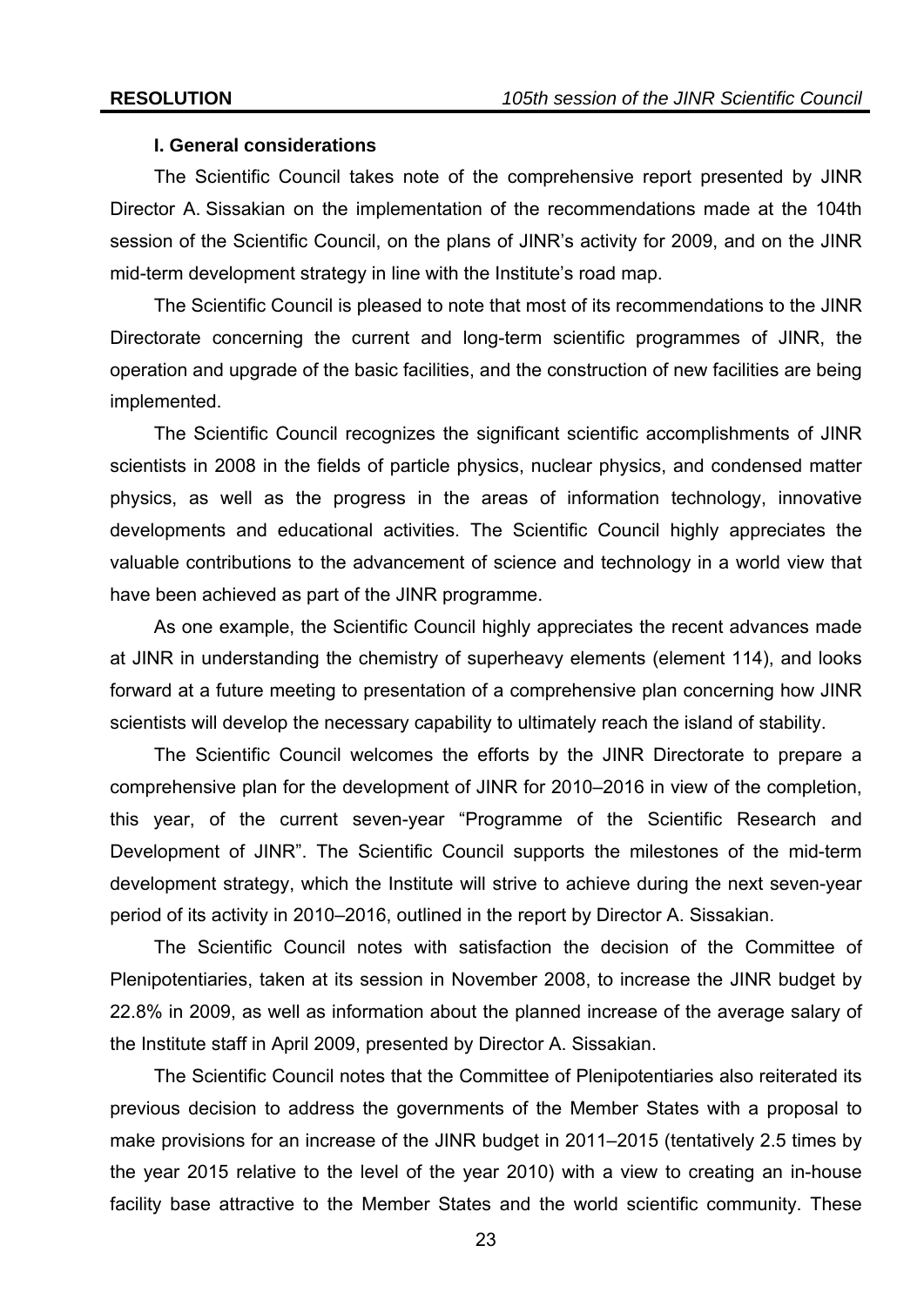### I. General considerations

The Scientific Council takes note of the comprehensive report presented by JINR Director A. Sissakian on the implementation of the recommendations made at the 104th session of the Scientific Council, on the plans of JINR's activity for 2009, and on the JINR mid-term development strategy in line with the Institute's road map.

The Scientific Council is pleased to note that most of its recommendations to the JINR Directorate concerning the current and long-term scientific programmes of JINR, the operation and upgrade of the basic facilities, and the construction of new facilities are being implemented.

The Scientific Council recognizes the significant scientific accomplishments of JINR scientists in 2008 in the fields of particle physics, nuclear physics, and condensed matter physics, as well as the progress in the areas of information technology, innovative developments and educational activities. The Scientific Council highly appreciates the valuable contributions to the advancement of science and technology in a world view that have been achieved as part of the JINR programme.

As one example, the Scientific Council highly appreciates the recent advances made at JINR in understanding the chemistry of superheavy elements (element 114), and looks forward at a future meeting to presentation of a comprehensive plan concerning how JINR scientists will develop the necessary capability to ultimately reach the island of stability.

The Scientific Council welcomes the efforts by the JINR Directorate to prepare a comprehensive plan for the development of JINR for 2010–2016 in view of the completion, this year, of the current seven-year "Programme of the Scientific Research and Development of JINR". The Scientific Council supports the milestones of the mid-term development strategy, which the Institute will strive to achieve during the next seven-year period of its activity in 2010–2016, outlined in the report by Director A. Sissakian.

The Scientific Council notes with satisfaction the decision of the Committee of Plenipotentiaries, taken at its session in November 2008, to increase the JINR budget by 22.8% in 2009, as well as information about the planned increase of the average salary of the Institute staff in April 2009, presented by Director A. Sissakian.

The Scientific Council notes that the Committee of Plenipotentiaries also reiterated its previous decision to address the governments of the Member States with a proposal to make provisions for an increase of the JINR budget in 2011–2015 (tentatively 2.5 times by the year 2015 relative to the level of the year 2010) with a view to creating an in-house facility base attractive to the Member States and the world scientific community. These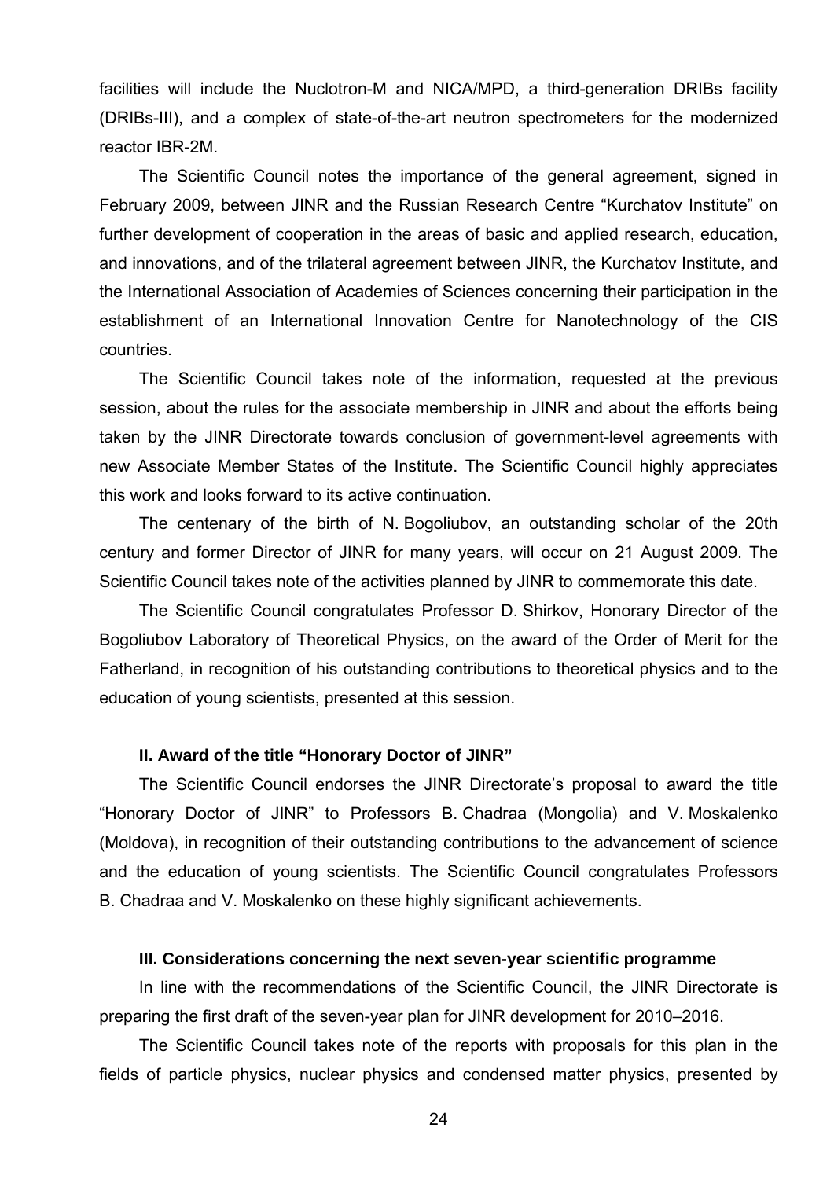facilities will include the Nuclotron-M and NICA/MPD, a third-generation DRIBs facility (DRIBs-III), and a complex of state-of-the-art neutron spectrometers for the modernized reactor IBR-2M.

The Scientific Council notes the importance of the general agreement, signed in February 2009, between JINR and the Russian Research Centre "Kurchatov Institute" on further development of cooperation in the areas of basic and applied research, education, and innovations, and of the trilateral agreement between JINR, the Kurchatov Institute, and the International Association of Academies of Sciences concerning their participation in the establishment of an International Innovation Centre for Nanotechnology of the CIS countries.

The Scientific Council takes note of the information, requested at the previous session, about the rules for the associate membership in JINR and about the efforts being taken by the JINR Directorate towards conclusion of government-level agreements with new Associate Member States of the Institute. The Scientific Council highly appreciates this work and looks forward to its active continuation.

The centenary of the birth of N. Bogoliubov, an outstanding scholar of the 20th century and former Director of JINR for many years, will occur on 21 August 2009. The Scientific Council takes note of the activities planned by JINR to commemorate this date.

The Scientific Council congratulates Professor D. Shirkov, Honorary Director of the Bogoliubov Laboratory of Theoretical Physics, on the award of the Order of Merit for the Fatherland, in recognition of his outstanding contributions to theoretical physics and to the education of young scientists, presented at this session.

### II. Award of the title "Honorary Doctor of JINR"

The Scientific Council endorses the JINR Directorate's proposal to award the title "Honorary Doctor of JINR" to Professors B. Chadraa (Mongolia) and V. Moskalenko (Moldova), in recognition of their outstanding contributions to the advancement of science and the education of young scientists. The Scientific Council congratulates Professors B. Chadraa and V. Moskalenko on these highly significant achievements.

### III. Considerations concerning the next seven-year scientific programme

In line with the recommendations of the Scientific Council, the JINR Directorate is preparing the first draft of the seven-year plan for JINR development for 2010–2016.

The Scientific Council takes note of the reports with proposals for this plan in the fields of particle physics, nuclear physics and condensed matter physics, presented by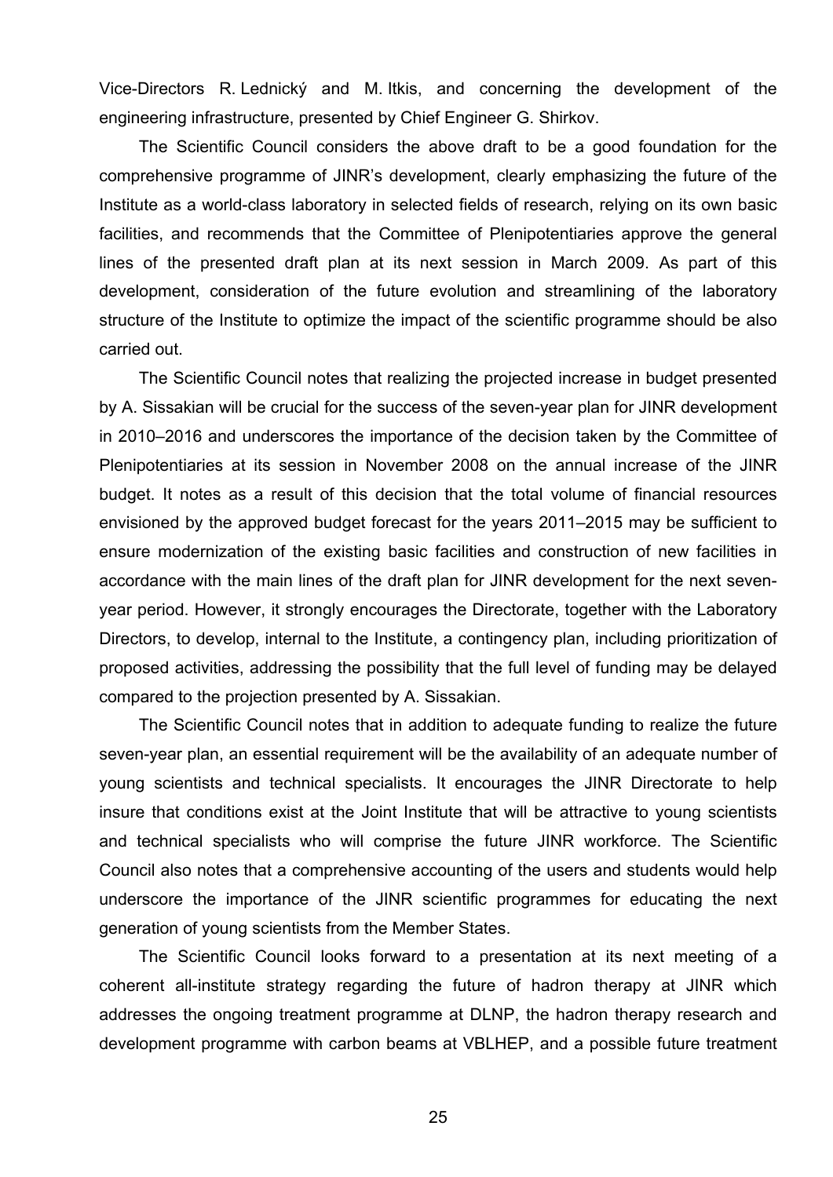Vice-Directors R. Lednický and M. Itkis, and concerning the development of the engineering infrastructure, presented by Chief Engineer G. Shirkov.

The Scientific Council considers the above draft to be a good foundation for the comprehensive programme of JINR's development, clearly emphasizing the future of the Institute as a world-class laboratory in selected fields of research, relying on its own basic facilities, and recommends that the Committee of Plenipotentiaries approve the general lines of the presented draft plan at its next session in March 2009. As part of this development, consideration of the future evolution and streamlining of the laboratory structure of the Institute to optimize the impact of the scientific programme should be also carried out.

The Scientific Council notes that realizing the projected increase in budget presented by A. Sissakian will be crucial for the success of the seven-year plan for JINR development in 2010–2016 and underscores the importance of the decision taken by the Committee of Plenipotentiaries at its session in November 2008 on the annual increase of the JINR budget. It notes as a result of this decision that the total volume of financial resources envisioned by the approved budget forecast for the years 2011–2015 may be sufficient to ensure modernization of the existing basic facilities and construction of new facilities in accordance with the main lines of the draft plan for JINR development for the next seven-year period. However, it strongly encourages the Directorate, together with the Laboratory Directors, to develop, internal to the Institute, a contingency plan, including prioritization of proposed activities, addressing the possibility that the full level of funding may be delayed compared to the projection presented by A. Sissakian.

The Scientific Council notes that in addition to adequate funding to realize the future seven-year plan, an essential requirement will be the availability of an adequate number of young scientists and technical specialists. It encourages the JINR Directorate to help insure that conditions exist at the Joint Institute that will be attractive to young scientists and technical specialists who will comprise the future JINR workforce. The Scientific Council also notes that a comprehensive accounting of the users and students would help underscore the importance of the JINR scientific programmes for educating the next generation of young scientists from the Member States.

The Scientific Council looks forward to a presentation at its next meeting of a coherent all-institute strategy regarding the future of hadron therapy at JINR which addresses the ongoing treatment programme at DLNP, the hadron therapy research and development programme with carbon beams at VBLHEP, and a possible future treatment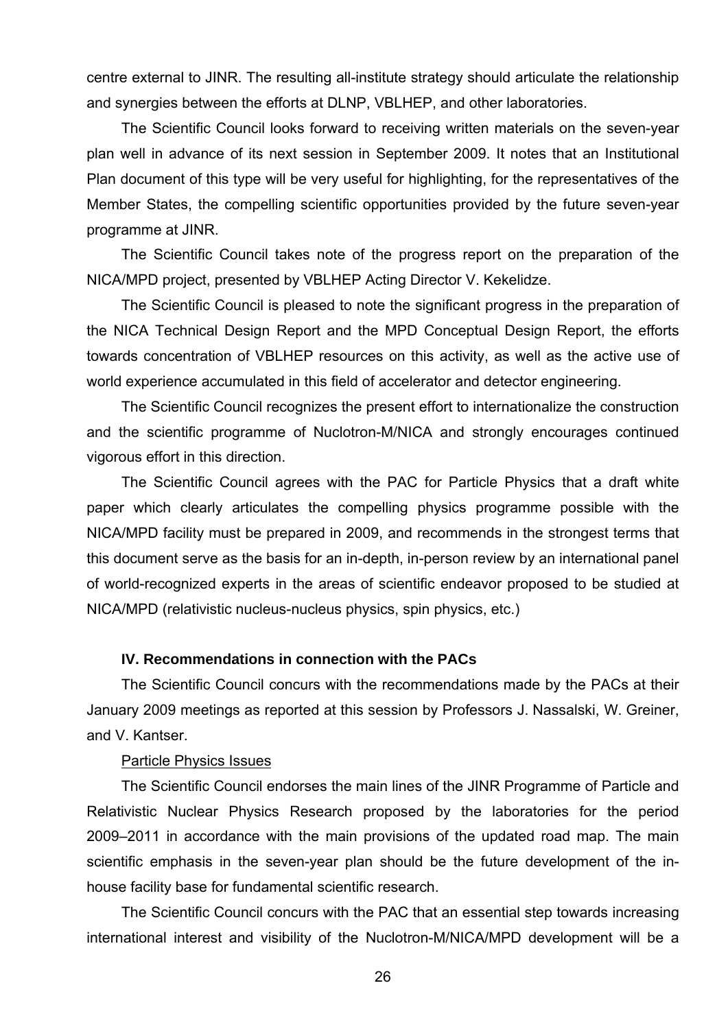centre external to JINR. The resulting all-institute strategy should articulate the relationship and synergies between the efforts at DLNP, VBLHEP, and other laboratories.

The Scientific Council looks forward to receiving written materials on the seven-year plan well in advance of its next session in September 2009. It notes that an Institutional Plan document of this type will be very useful for highlighting, for the representatives of the Member States, the compelling scientific opportunities provided by the future seven-year programme at JINR.

The Scientific Council takes note of the progress report on the preparation of the NICA/MPD project, presented by VBLHEP Acting Director V. Kekelidze.

The Scientific Council is pleased to note the significant progress in the preparation of the NICA Technical Design Report and the MPD Conceptual Design Report, the efforts towards concentration of VBLHEP resources on this activity, as well as the active use of world experience accumulated in this field of accelerator and detector engineering.

The Scientific Council recognizes the present effort to internationalize the construction and the scientific programme of Nuclotron-M/NICA and strongly encourages continued vigorous effort in this direction.

The Scientific Council agrees with the PAC for Particle Physics that a draft white paper which clearly articulates the compelling physics programme possible with the NICA/MPD facility must be prepared in 2009, and recommends in the strongest terms that this document serve as the basis for an in-depth, in-person review by an international panel of world-recognized experts in the areas of scientific endeavor proposed to be studied at NICA/MPD (relativistic nucleus-nucleus physics, spin physics, etc.)

### IV. Recommendations in connection with the PACs

The Scientific Council concurs with the recommendations made by the PACs at their January 2009 meetings as reported at this session by Professors J. Nassalski, W. Greiner, and V. Kantser.

<u>Particle Physics Issues</u>

The Scientific Council endorses the main lines of the JINR Programme of Particle and Relativistic Nuclear Physics Research proposed by the laboratories for the period 2009–2011 in accordance with the main provisions of the updated road map. The main scientific emphasis in the seven-year plan should be the future development of the in-house facility base for fundamental scientific research.

The Scientific Council concurs with the PAC that an essential step towards increasing international interest and visibility of the Nuclotron-M/NICA/MPD development will be a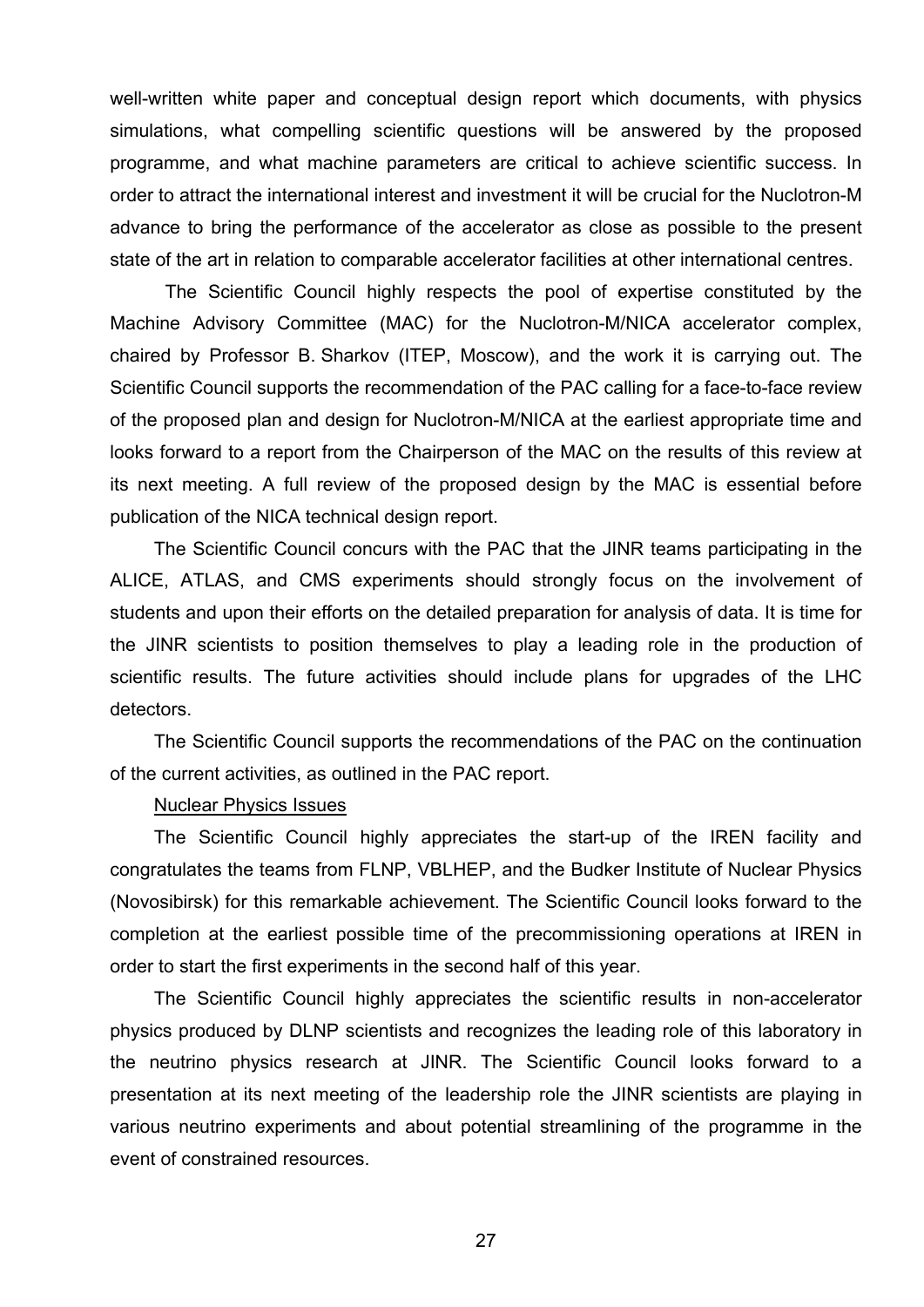well-written white paper and conceptual design report which documents, with physics simulations, what compelling scientific questions will be answered by the proposed programme, and what machine parameters are critical to achieve scientific success. In order to attract the international interest and investment it will be crucial for the Nuclotron-M advance to bring the performance of the accelerator as close as possible to the present state of the art in relation to comparable accelerator facilities at other international centres.

The Scientific Council highly respects the pool of expertise constituted by the Machine Advisory Committee (MAC) for the Nuclotron-M/NICA accelerator complex, chaired by Professor B. Sharkov (ITEP, Moscow), and the work it is carrying out. The Scientific Council supports the recommendation of the PAC calling for a face-to-face review of the proposed plan and design for Nuclotron-M/NICA at the earliest appropriate time and looks forward to a report from the Chairperson of the MAC on the results of this review at its next meeting. A full review of the proposed design by the MAC is essential before publication of the NICA technical design report.

The Scientific Council concurs with the PAC that the JINR teams participating in the ALICE, ATLAS, and CMS experiments should strongly focus on the involvement of students and upon their efforts on the detailed preparation for analysis of data. It is time for the JINR scientists to position themselves to play a leading role in the production of scientific results. The future activities should include plans for upgrades of the LHC detectors.

The Scientific Council supports the recommendations of the PAC on the continuation of the current activities, as outlined in the PAC report.

<u>Nuclear Physics Issues</u>

The Scientific Council highly appreciates the start-up of the IREN facility and congratulates the teams from FLNP, VBLHEP, and the Budker Institute of Nuclear Physics (Novosibirsk) for this remarkable achievement. The Scientific Council looks forward to the completion at the earliest possible time of the precommissioning operations at IREN in order to start the first experiments in the second half of this year.

The Scientific Council highly appreciates the scientific results in non-accelerator physics produced by DLNP scientists and recognizes the leading role of this laboratory in the neutrino physics research at JINR. The Scientific Council looks forward to a presentation at its next meeting of the leadership role the JINR scientists are playing in various neutrino experiments and about potential streamlining of the programme in the event of constrained resources.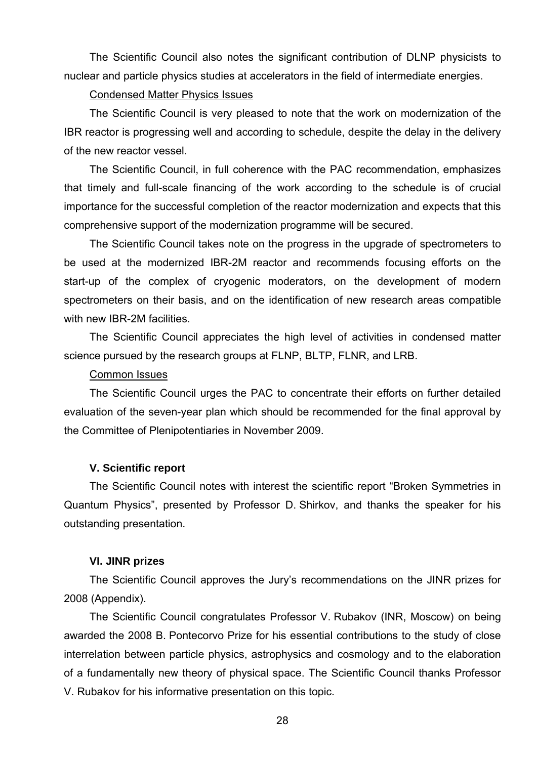The Scientific Council also notes the significant contribution of DLNP physicists to nuclear and particle physics studies at accelerators in the field of intermediate energies.

Condensed Matter Physics Issues

The Scientific Council is very pleased to note that the work on modernization of the IBR reactor is progressing well and according to schedule, despite the delay in the delivery of the new reactor vessel.

The Scientific Council, in full coherence with the PAC recommendation, emphasizes that timely and full-scale financing of the work according to the schedule is of crucial importance for the successful completion of the reactor modernization and expects that this comprehensive support of the modernization programme will be secured.

The Scientific Council takes note on the progress in the upgrade of spectrometers to be used at the modernized IBR-2M reactor and recommends focusing efforts on the start-up of the complex of cryogenic moderators, on the development of modern spectrometers on their basis, and on the identification of new research areas compatible with new IBR-2M facilities.

The Scientific Council appreciates the high level of activities in condensed matter science pursued by the research groups at FLNP, BLTP, FLNR, and LRB.

Common Issues

The Scientific Council urges the PAC to concentrate their efforts on further detailed evaluation of the seven-year plan which should be recommended for the final approval by the Committee of Plenipotentiaries in November 2009.

### V. Scientific report

The Scientific Council notes with interest the scientific report "Broken Symmetries in Quantum Physics", presented by Professor D. Shirkov, and thanks the speaker for his outstanding presentation.

### VI. JINR prizes

The Scientific Council approves the Jury's recommendations on the JINR prizes for 2008 (Appendix).

The Scientific Council congratulates Professor V. Rubakov (INR, Moscow) on being awarded the 2008 B. Pontecorvo Prize for his essential contributions to the study of close interrelation between particle physics, astrophysics and cosmology and to the elaboration of a fundamentally new theory of physical space. The Scientific Council thanks Professor V. Rubakov for his informative presentation on this topic.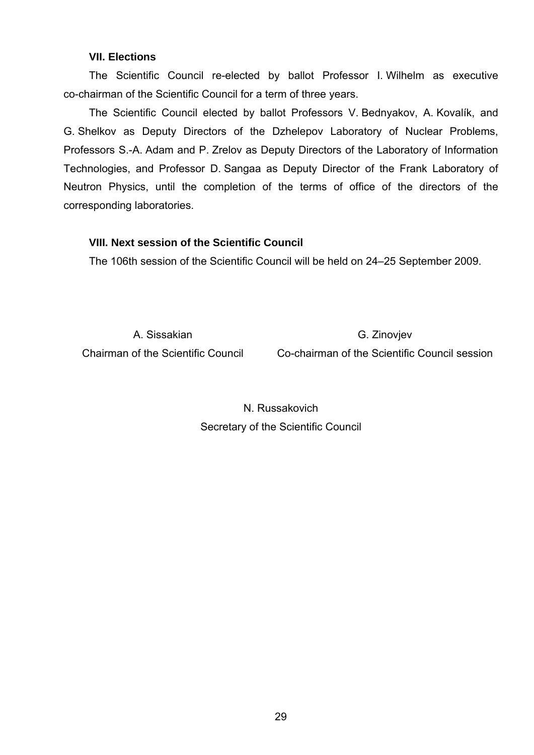### VII. Elections

The Scientific Council re-elected by ballot Professor I. Wilhelm as executive co-chairman of the Scientific Council for a term of three years.

The Scientific Council elected by ballot Professors V. Bednyakov, A. Kovalík, and G. Shelkov as Deputy Directors of the Dzhelepov Laboratory of Nuclear Problems, Professors S.-A. Adam and P. Zrelov as Deputy Directors of the Laboratory of Information Technologies, and Professor D. Sangaa as Deputy Director of the Frank Laboratory of Neutron Physics, until the completion of the terms of office of the directors of the corresponding laboratories.

### VIII. Next session of the Scientific Council

The 106th session of the Scientific Council will be held on 24–25 September 2009.

A. Sissakian
Chairman of the Scientific Council

G. Zinovjev
Co-chairman of the Scientific Council session

N. Russakovich
Secretary of the Scientific Council